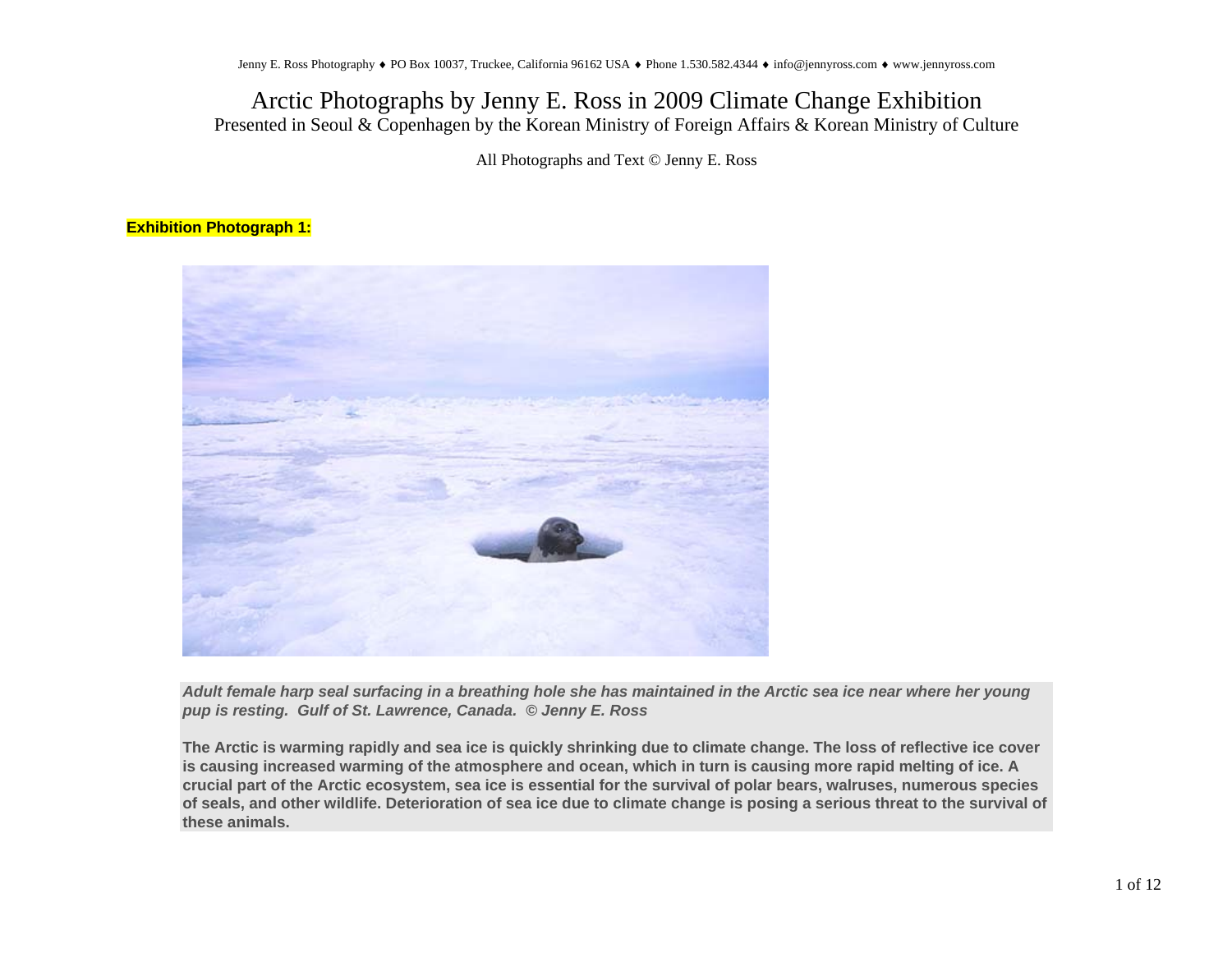# Arctic Photographs by Jenny E. Ross in 2009 Climate Change Exhibition

Presented in Seoul & Copenhagen by the Korean Ministry of Foreign Affairs & Korean Ministry of Culture

All Photographs and Text © Jenny E. Ross

**Exhibition Photograph 1:**

***Adult female harp seal surfacing in a breathing hole she has maintained in the Arctic sea ice near where her young pup is resting. Gulf of St. Lawrence, Canada. © Jenny E. Ross***

**The Arctic is warming rapidly and sea ice is quickly shrinking due to climate change. The loss of reflective ice cover is causing increased warming of the atmosphere and ocean, which in turn is causing more rapid melting of ice. A crucial part of the Arctic ecosystem, sea ice is essential for the survival of polar bears, walruses, numerous species of seals, and other wildlife. Deterioration of sea ice due to climate change is posing a serious threat to the survival of these animals.**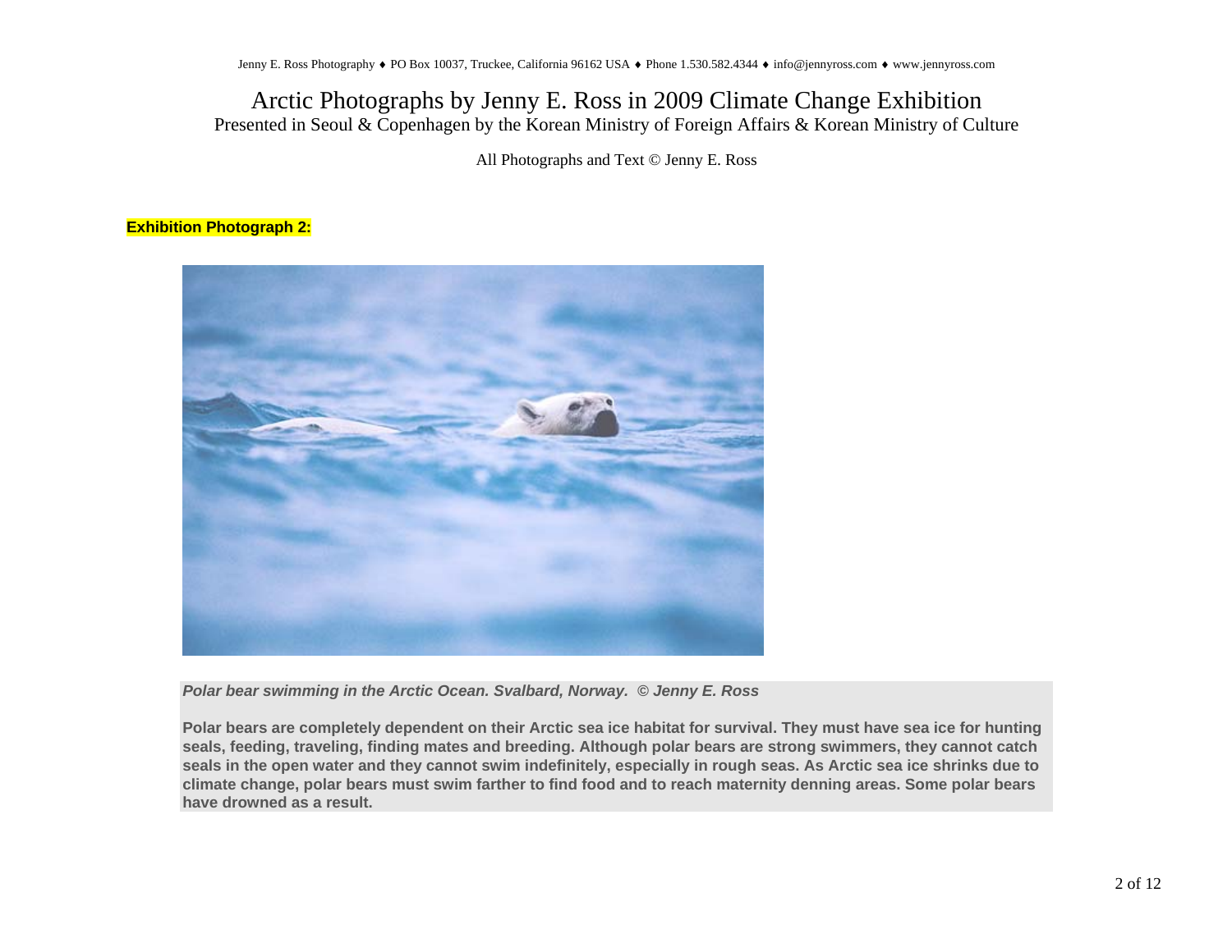# Arctic Photographs by Jenny E. Ross in 2009 Climate Change Exhibition

Presented in Seoul & Copenhagen by the Korean Ministry of Foreign Affairs & Korean Ministry of Culture

All Photographs and Text © Jenny E. Ross

**Exhibition Photograph 2:**

***Polar bear swimming in the Arctic Ocean. Svalbard, Norway. © Jenny E. Ross***

**Polar bears are completely dependent on their Arctic sea ice habitat for survival. They must have sea ice for hunting seals, feeding, traveling, finding mates and breeding. Although polar bears are strong swimmers, they cannot catch seals in the open water and they cannot swim indefinitely, especially in rough seas. As Arctic sea ice shrinks due to climate change, polar bears must swim farther to find food and to reach maternity denning areas. Some polar bears have drowned as a result.**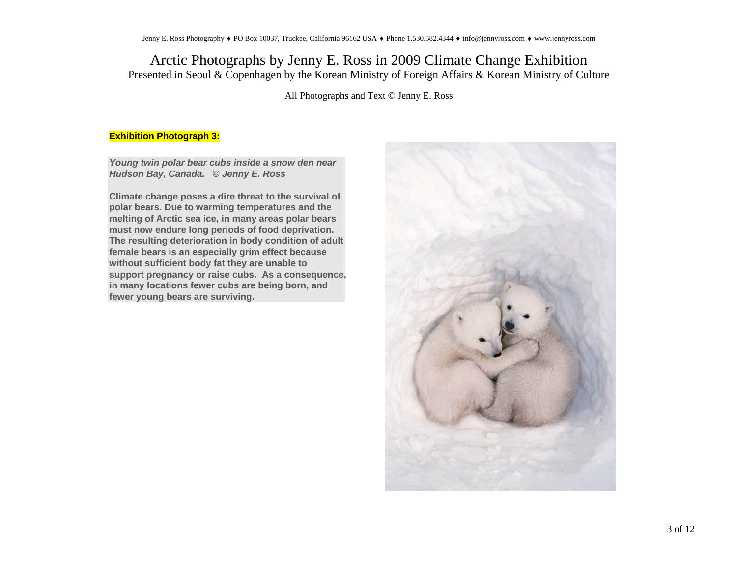# Arctic Photographs by Jenny E. Ross in 2009 Climate Change Exhibition

Presented in Seoul & Copenhagen by the Korean Ministry of Foreign Affairs & Korean Ministry of Culture

All Photographs and Text © Jenny E. Ross

**Exhibition Photograph 3:**

***Young twin polar bear cubs inside a snow den near Hudson Bay, Canada. © Jenny E. Ross***

**Climate change poses a dire threat to the survival of polar bears. Due to warming temperatures and the melting of Arctic sea ice, in many areas polar bears must now endure long periods of food deprivation. The resulting deterioration in body condition of adult female bears is an especially grim effect because without sufficient body fat they are unable to support pregnancy or raise cubs. As a consequence, in many locations fewer cubs are being born, and fewer young bears are surviving.**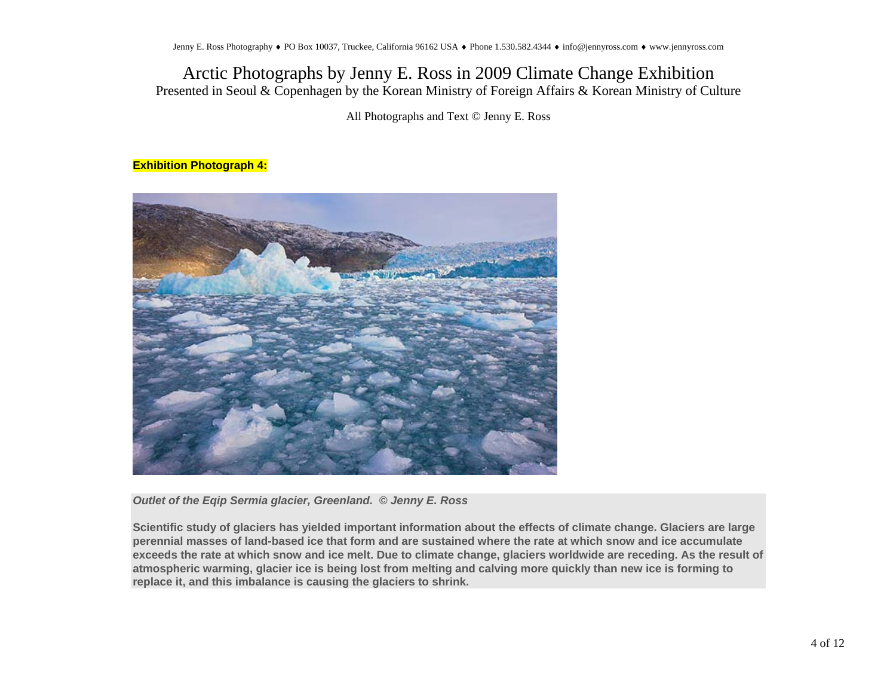# Arctic Photographs by Jenny E. Ross in 2009 Climate Change Exhibition

Presented in Seoul & Copenhagen by the Korean Ministry of Foreign Affairs & Korean Ministry of Culture

All Photographs and Text © Jenny E. Ross

**Exhibition Photograph 4:**

***Outlet of the Eqip Sermia glacier, Greenland. © Jenny E. Ross***

**Scientific study of glaciers has yielded important information about the effects of climate change. Glaciers are large perennial masses of land-based ice that form and are sustained where the rate at which snow and ice accumulate exceeds the rate at which snow and ice melt. Due to climate change, glaciers worldwide are receding. As the result of atmospheric warming, glacier ice is being lost from melting and calving more quickly than new ice is forming to replace it, and this imbalance is causing the glaciers to shrink.**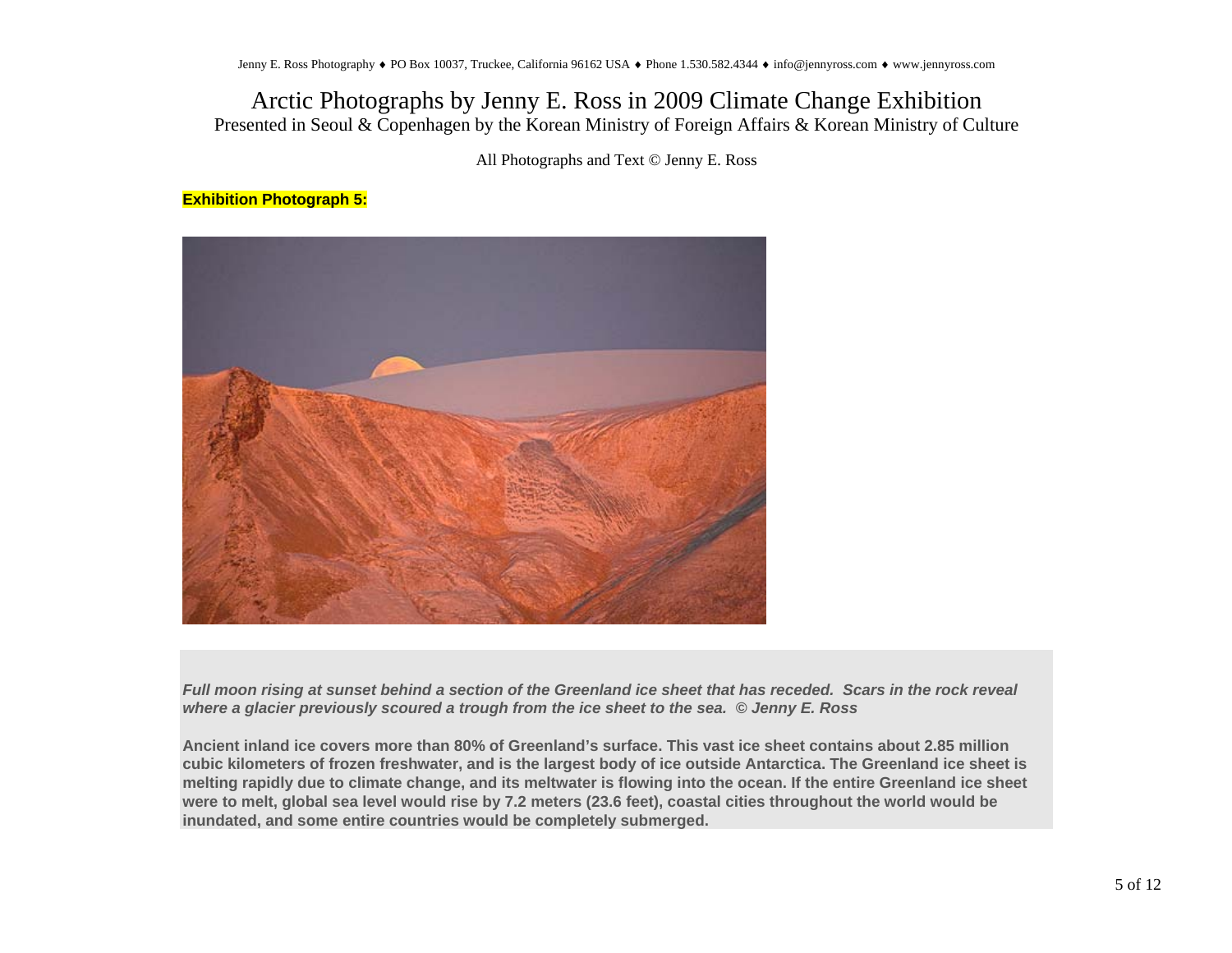# Arctic Photographs by Jenny E. Ross in 2009 Climate Change Exhibition

Presented in Seoul & Copenhagen by the Korean Ministry of Foreign Affairs & Korean Ministry of Culture

All Photographs and Text © Jenny E. Ross

**Exhibition Photograph 5:**

***Full moon rising at sunset behind a section of the Greenland ice sheet that has receded. Scars in the rock reveal where a glacier previously scoured a trough from the ice sheet to the sea. © Jenny E. Ross***

**Ancient inland ice covers more than 80% of Greenland's surface. This vast ice sheet contains about 2.85 million cubic kilometers of frozen freshwater, and is the largest body of ice outside Antarctica. The Greenland ice sheet is melting rapidly due to climate change, and its meltwater is flowing into the ocean. If the entire Greenland ice sheet were to melt, global sea level would rise by 7.2 meters (23.6 feet), coastal cities throughout the world would be inundated, and some entire countries would be completely submerged.**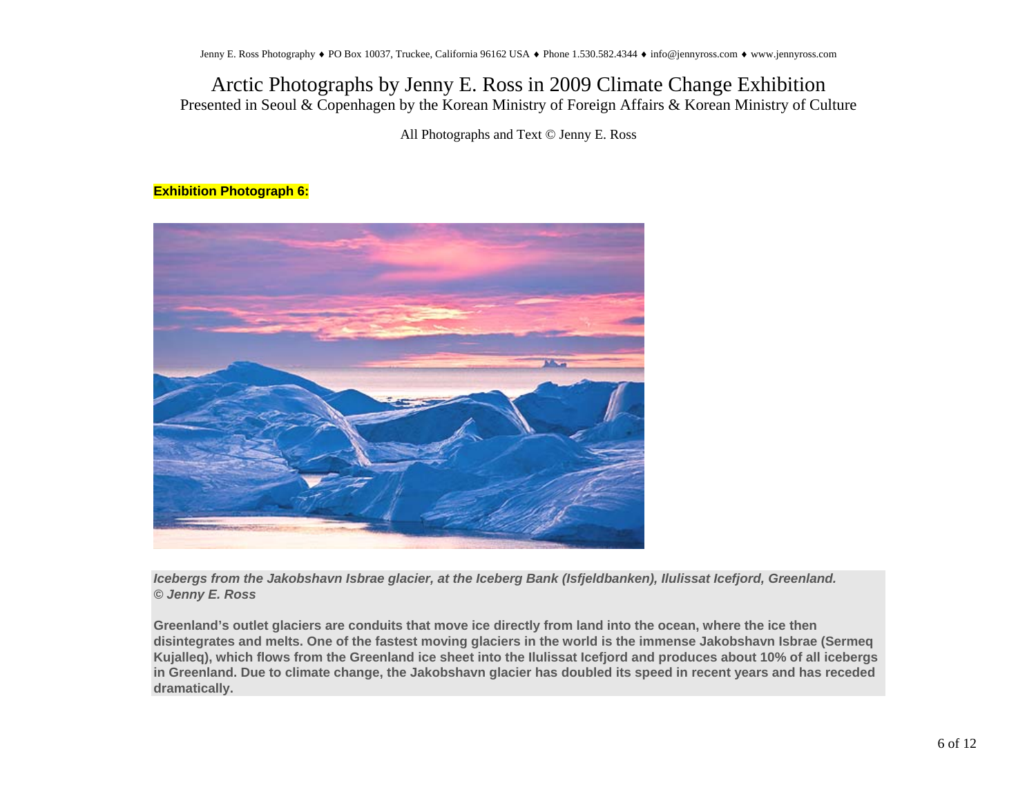Jenny E. Ross Photography ♦ PO Box 10037, Truckee, California 96162 USA ♦ Phone 1.530.582.4344 ♦ info@jennyross.com ♦ www.jennyross.com

# Arctic Photographs by Jenny E. Ross in 2009 Climate Change Exhibition

Presented in Seoul & Copenhagen by the Korean Ministry of Foreign Affairs & Korean Ministry of Culture

All Photographs and Text © Jenny E. Ross

**Exhibition Photograph 6:**

***Icebergs from the Jakobshavn Isbrae glacier, at the Iceberg Bank (Isfjeldbanken), Ilulissat Icefjord, Greenland. © Jenny E. Ross***

**Greenland's outlet glaciers are conduits that move ice directly from land into the ocean, where the ice then disintegrates and melts. One of the fastest moving glaciers in the world is the immense Jakobshavn Isbrae (Sermeq Kujalleq), which flows from the Greenland ice sheet into the Ilulissat Icefjord and produces about 10% of all icebergs in Greenland. Due to climate change, the Jakobshavn glacier has doubled its speed in recent years and has receded dramatically.**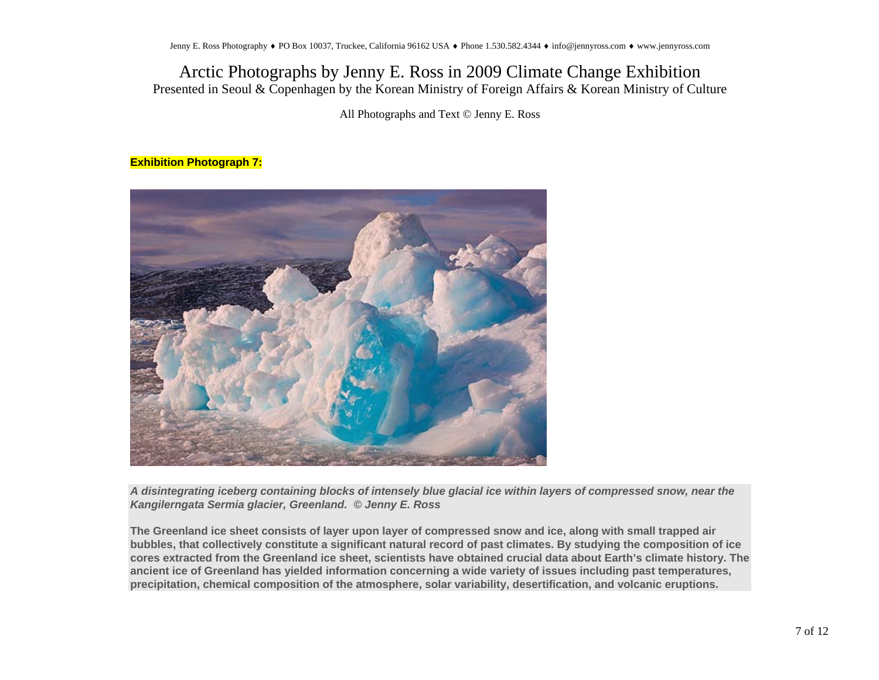# Arctic Photographs by Jenny E. Ross in 2009 Climate Change Exhibition

Presented in Seoul & Copenhagen by the Korean Ministry of Foreign Affairs & Korean Ministry of Culture

All Photographs and Text © Jenny E. Ross

**Exhibition Photograph 7:**

***A disintegrating iceberg containing blocks of intensely blue glacial ice within layers of compressed snow, near the Kangilerngata Sermia glacier, Greenland. © Jenny E. Ross***

**The Greenland ice sheet consists of layer upon layer of compressed snow and ice, along with small trapped air bubbles, that collectively constitute a significant natural record of past climates. By studying the composition of ice cores extracted from the Greenland ice sheet, scientists have obtained crucial data about Earth's climate history. The ancient ice of Greenland has yielded information concerning a wide variety of issues including past temperatures, precipitation, chemical composition of the atmosphere, solar variability, desertification, and volcanic eruptions.**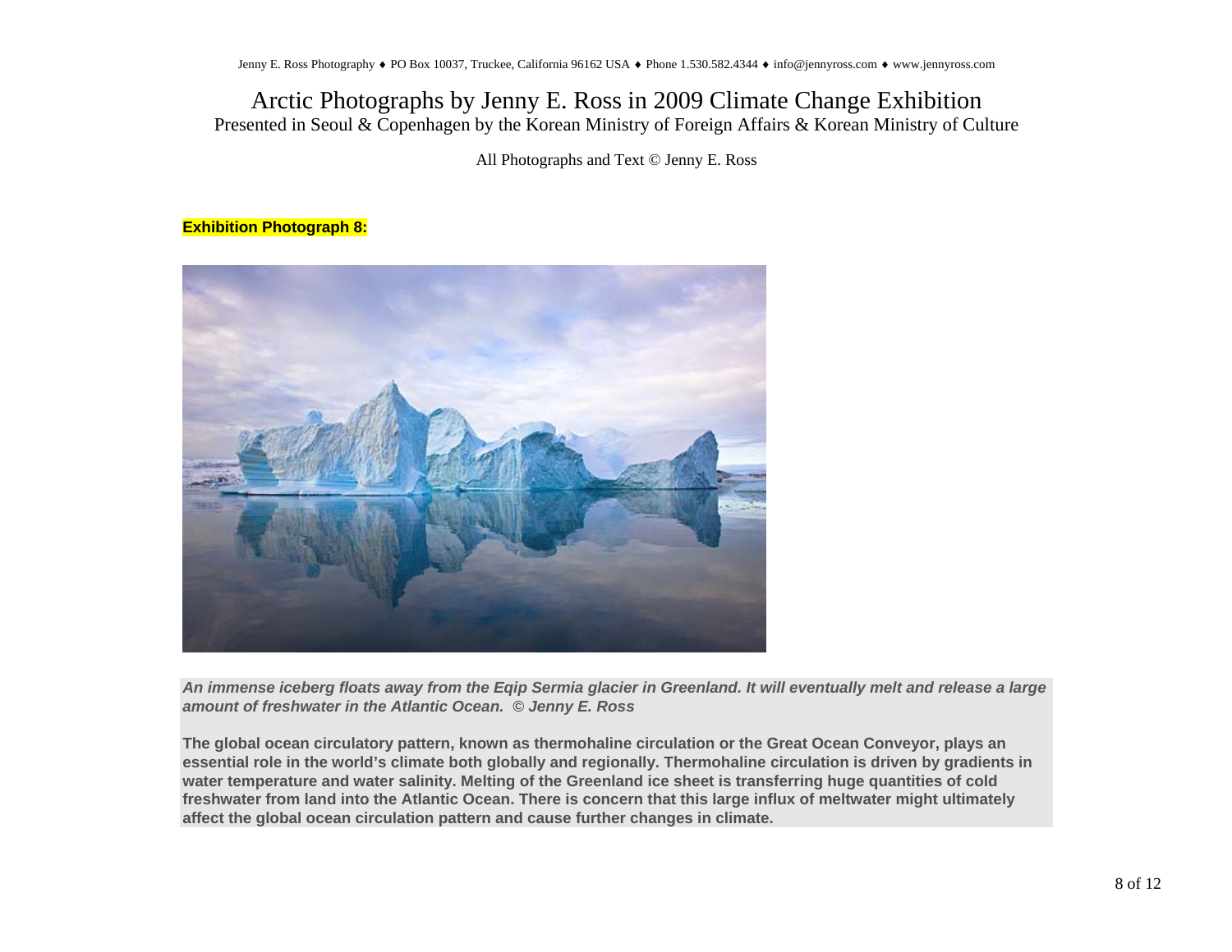Jenny E. Ross Photography ♦ PO Box 10037, Truckee, California 96162 USA ♦ Phone 1.530.582.4344 ♦ info@jennyross.com ♦ www.jennyross.com

# Arctic Photographs by Jenny E. Ross in 2009 Climate Change Exhibition

Presented in Seoul & Copenhagen by the Korean Ministry of Foreign Affairs & Korean Ministry of Culture

All Photographs and Text © Jenny E. Ross

**Exhibition Photograph 8:**

***An immense iceberg floats away from the Eqip Sermia glacier in Greenland. It will eventually melt and release a large amount of freshwater in the Atlantic Ocean. © Jenny E. Ross***

**The global ocean circulatory pattern, known as thermohaline circulation or the Great Ocean Conveyor, plays an essential role in the world's climate both globally and regionally. Thermohaline circulation is driven by gradients in water temperature and water salinity. Melting of the Greenland ice sheet is transferring huge quantities of cold freshwater from land into the Atlantic Ocean. There is concern that this large influx of meltwater might ultimately affect the global ocean circulation pattern and cause further changes in climate.**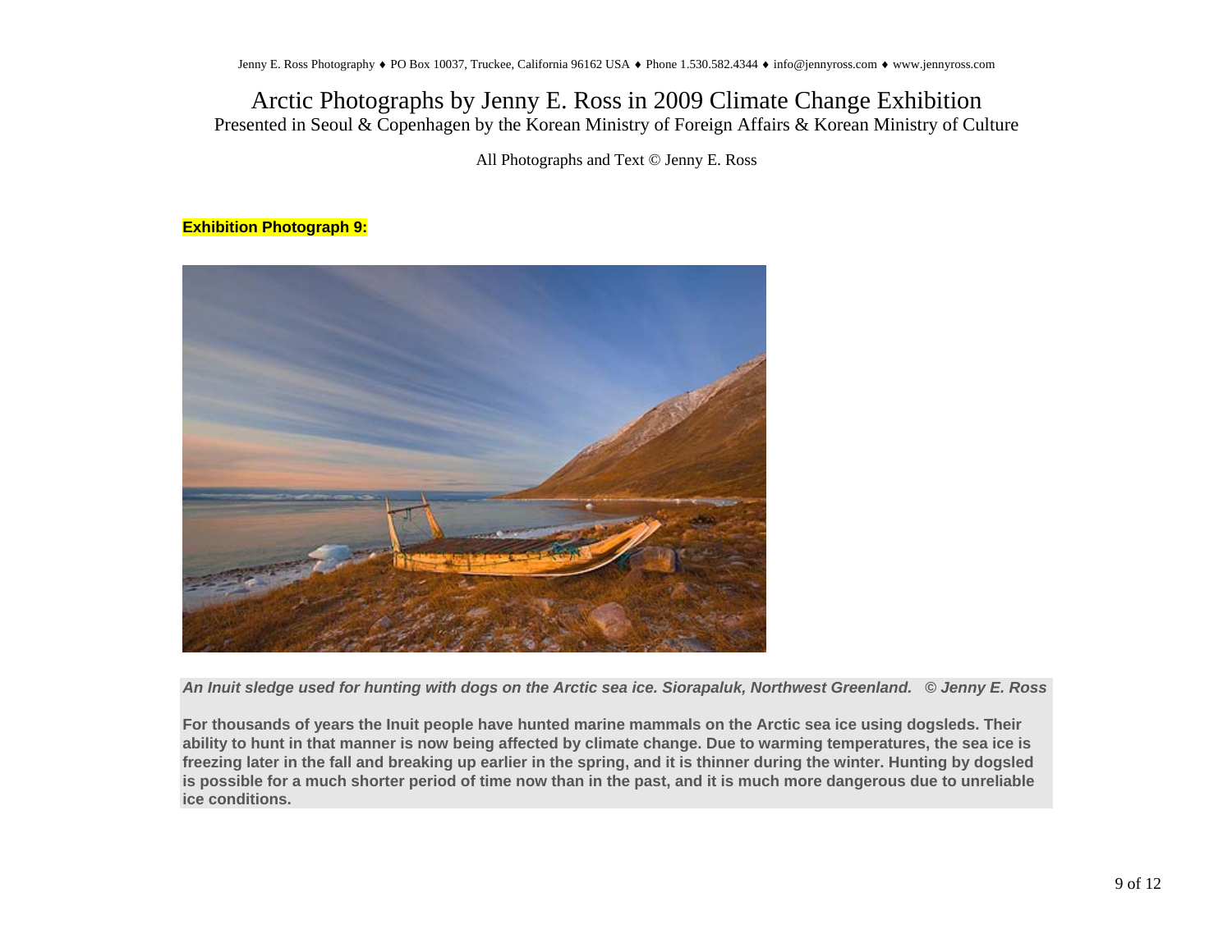# Arctic Photographs by Jenny E. Ross in 2009 Climate Change Exhibition

Presented in Seoul & Copenhagen by the Korean Ministry of Foreign Affairs & Korean Ministry of Culture

All Photographs and Text © Jenny E. Ross

**Exhibition Photograph 9:**

***An Inuit sledge used for hunting with dogs on the Arctic sea ice. Siorapaluk, Northwest Greenland. © Jenny E. Ross***

**For thousands of years the Inuit people have hunted marine mammals on the Arctic sea ice using dogsleds. Their ability to hunt in that manner is now being affected by climate change. Due to warming temperatures, the sea ice is freezing later in the fall and breaking up earlier in the spring, and it is thinner during the winter. Hunting by dogsled is possible for a much shorter period of time now than in the past, and it is much more dangerous due to unreliable ice conditions.**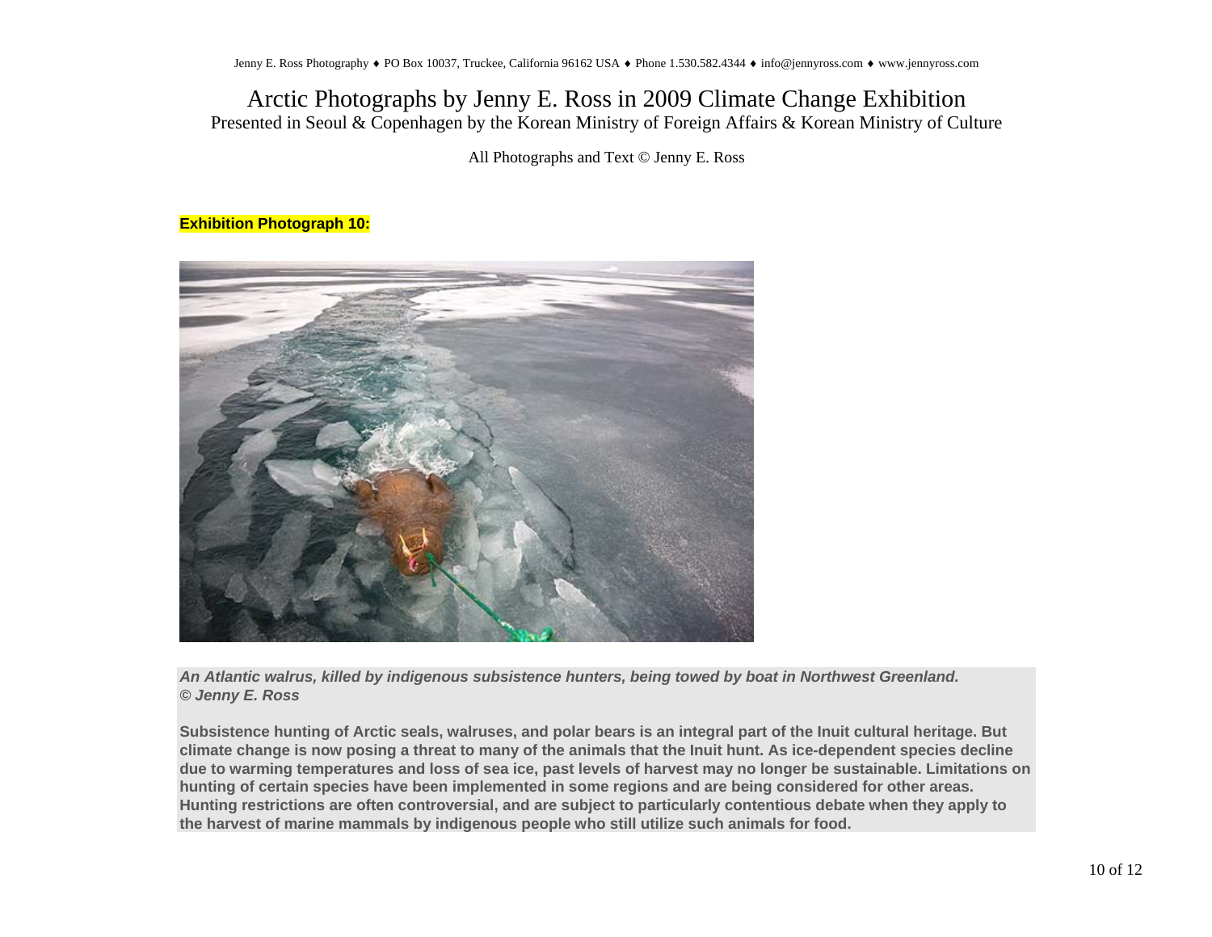# Arctic Photographs by Jenny E. Ross in 2009 Climate Change Exhibition

Presented in Seoul & Copenhagen by the Korean Ministry of Foreign Affairs & Korean Ministry of Culture

All Photographs and Text © Jenny E. Ross

**Exhibition Photograph 10:**

***An Atlantic walrus, killed by indigenous subsistence hunters, being towed by boat in Northwest Greenland.***
***© Jenny E. Ross***

**Subsistence hunting of Arctic seals, walruses, and polar bears is an integral part of the Inuit cultural heritage. But climate change is now posing a threat to many of the animals that the Inuit hunt. As ice-dependent species decline due to warming temperatures and loss of sea ice, past levels of harvest may no longer be sustainable. Limitations on hunting of certain species have been implemented in some regions and are being considered for other areas. Hunting restrictions are often controversial, and are subject to particularly contentious debate when they apply to the harvest of marine mammals by indigenous people who still utilize such animals for food.**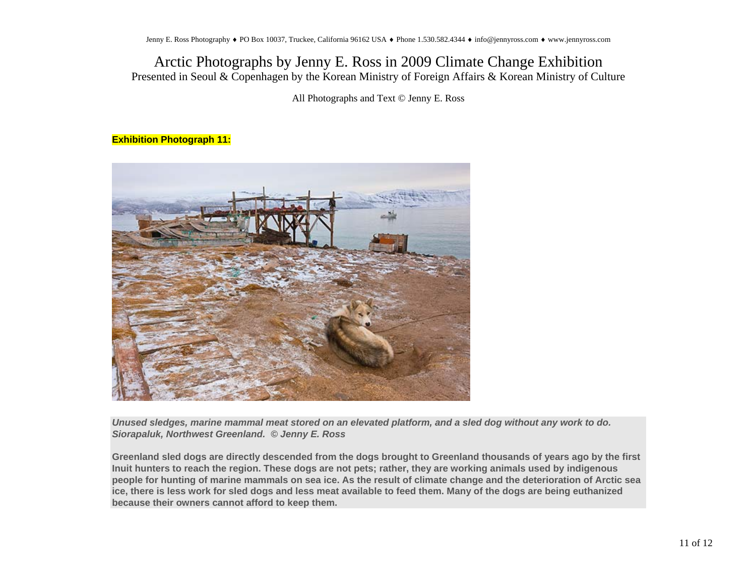# Arctic Photographs by Jenny E. Ross in 2009 Climate Change Exhibition

Presented in Seoul & Copenhagen by the Korean Ministry of Foreign Affairs & Korean Ministry of Culture

All Photographs and Text © Jenny E. Ross

**Exhibition Photograph 11:**

***Unused sledges, marine mammal meat stored on an elevated platform, and a sled dog without any work to do. Siorapaluk, Northwest Greenland. © Jenny E. Ross***

**Greenland sled dogs are directly descended from the dogs brought to Greenland thousands of years ago by the first Inuit hunters to reach the region. These dogs are not pets; rather, they are working animals used by indigenous people for hunting of marine mammals on sea ice. As the result of climate change and the deterioration of Arctic sea ice, there is less work for sled dogs and less meat available to feed them. Many of the dogs are being euthanized because their owners cannot afford to keep them.**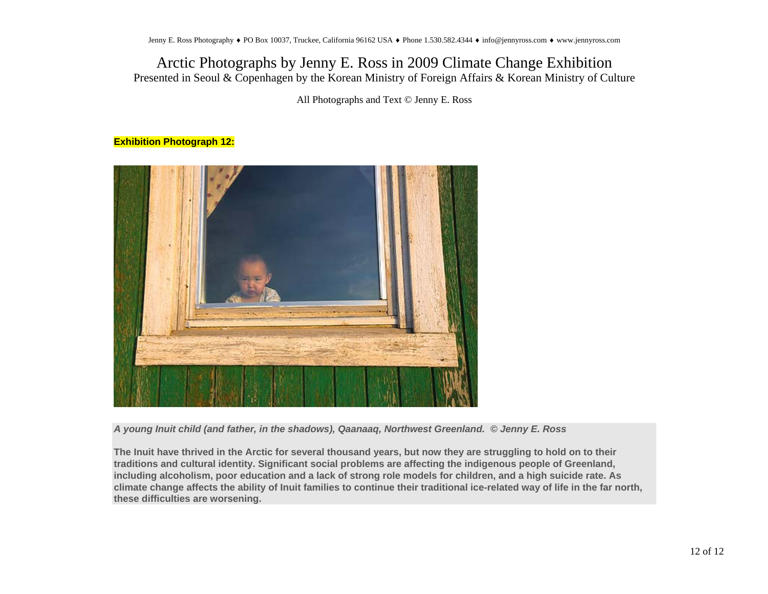# Arctic Photographs by Jenny E. Ross in 2009 Climate Change Exhibition

Presented in Seoul & Copenhagen by the Korean Ministry of Foreign Affairs & Korean Ministry of Culture

All Photographs and Text © Jenny E. Ross

**Exhibition Photograph 12:**

***A young Inuit child (and father, in the shadows), Qaanaaq, Northwest Greenland. © Jenny E. Ross***

**The Inuit have thrived in the Arctic for several thousand years, but now they are struggling to hold on to their traditions and cultural identity. Significant social problems are affecting the indigenous people of Greenland, including alcoholism, poor education and a lack of strong role models for children, and a high suicide rate. As climate change affects the ability of Inuit families to continue their traditional ice-related way of life in the far north, these difficulties are worsening.**